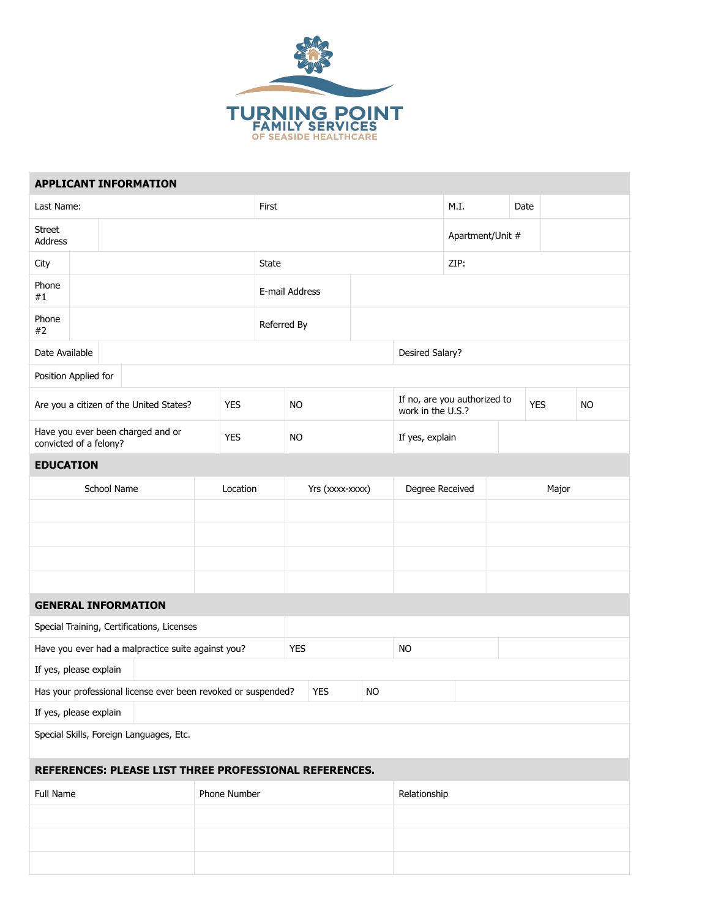# TURNING POINT FAMILY SERVICES OF SEASIDE HEALTHCARE

## APPLICANT INFORMATION

| Last Name: | First | M.I. | Date |
|---|---|---|---|

| Street Address | | Apartment/Unit # | |
|---|---|---|---|
| City | | State | ZIP: |
| Phone #1 | | E-mail Address | |
| Phone #2 | | Referred By | |
| Date Available | | Desired Salary? | |
| Position Applied for | | | |

| Are you a citizen of the United States? | YES | NO | If no, are you authorized to work in the U.S.? | YES | NO |
|---|---|---|---|---|---|
| Have you ever been charged and or convicted of a felony? | YES | NO | If yes, explain | | |

## EDUCATION

| School Name | Location | Yrs (xxxx-xxxx) | Degree Received | Major |
|---|---|---|---|---|
| | | | | |
| | | | | |
| | | | | |
| | | | | |

## GENERAL INFORMATION

| Special Training, Certifications, Licenses | | | |
|---|---|---|---|
| Have you ever had a malpractice suite against you? | YES | NO | |
| If yes, please explain | | | |
| Has your professional license ever been revoked or suspended? | YES | NO | |
| If yes, please explain | | | |
| Special Skills, Foreign Languages, Etc. | | | |

## REFERENCES: PLEASE LIST THREE PROFESSIONAL REFERENCES.

| Full Name | Phone Number | Relationship |
|---|---|---|
| | | |
| | | |
| | | |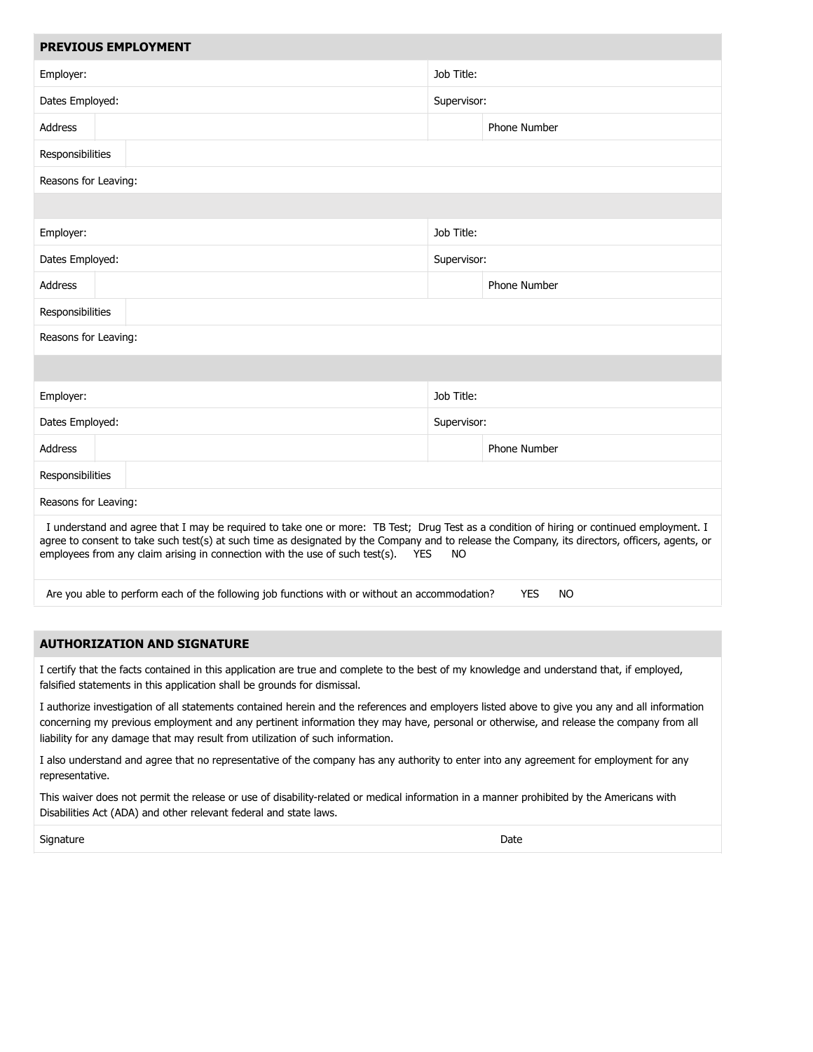## PREVIOUS EMPLOYMENT

| | | | |
|---|---|---|---|
| Employer: | | Job Title: | |
| Dates Employed: | | Supervisor: | |
| Address | | | Phone Number |
| Responsibilities | | | |
| Reasons for Leaving: | | | |

| | | | |
|---|---|---|---|
| Employer: | | Job Title: | |
| Dates Employed: | | Supervisor: | |
| Address | | | Phone Number |
| Responsibilities | | | |
| Reasons for Leaving: | | | |

| | | | |
|---|---|---|---|
| Employer: | | Job Title: | |
| Dates Employed: | | Supervisor: | |
| Address | | | Phone Number |
| Responsibilities | | | |
| Reasons for Leaving: | | | |

I understand and agree that I may be required to take one or more: TB Test; Drug Test as a condition of hiring or continued employment. I agree to consent to take such test(s) at such time as designated by the Company and to release the Company, its directors, officers, agents, or employees from any claim arising in connection with the use of such test(s). YES NO

Are you able to perform each of the following job functions with or without an accommodation? YES NO

## AUTHORIZATION AND SIGNATURE

I certify that the facts contained in this application are true and complete to the best of my knowledge and understand that, if employed, falsified statements in this application shall be grounds for dismissal.

I authorize investigation of all statements contained herein and the references and employers listed above to give you any and all information concerning my previous employment and any pertinent information they may have, personal or otherwise, and release the company from all liability for any damage that may result from utilization of such information.

I also understand and agree that no representative of the company has any authority to enter into any agreement for employment for any representative.

This waiver does not permit the release or use of disability-related or medical information in a manner prohibited by the Americans with Disabilities Act (ADA) and other relevant federal and state laws.

| | |
|---|---|
| Signature | Date |